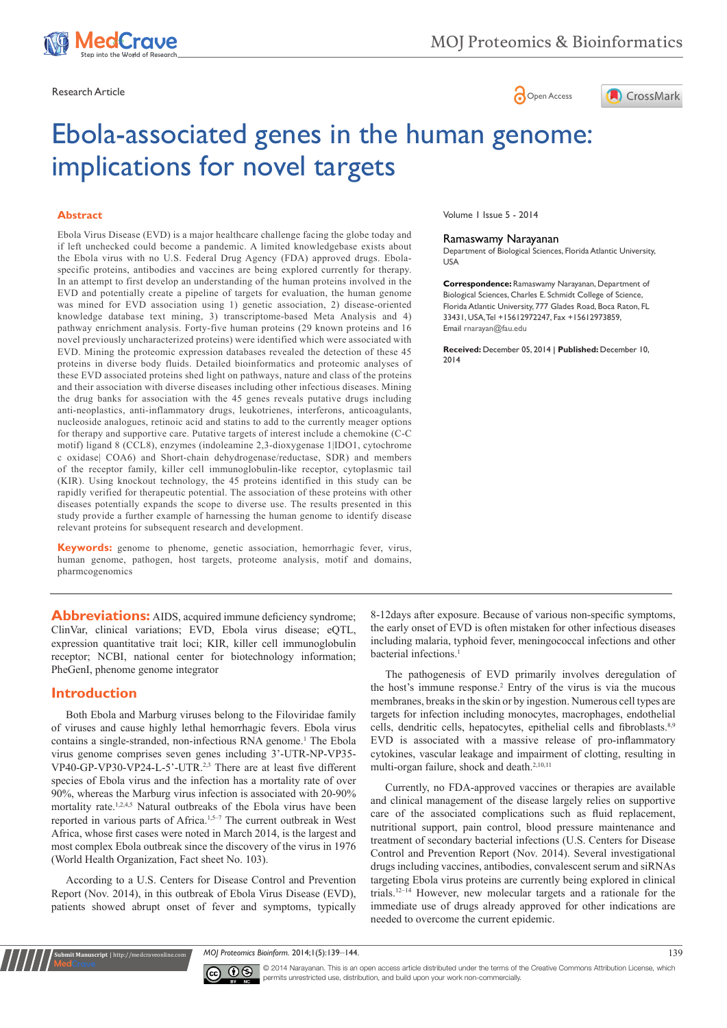Research Article

Open Access

# Ebola-associated genes in the human genome: implications for novel targets

## Abstract

Ebola Virus Disease (EVD) is a major healthcare challenge facing the globe today and if left unchecked could become a pandemic. A limited knowledgebase exists about the Ebola virus with no U.S. Federal Drug Agency (FDA) approved drugs. Ebola-specific proteins, antibodies and vaccines are being explored currently for therapy. In an attempt to first develop an understanding of the human proteins involved in the EVD and potentially create a pipeline of targets for evaluation, the human genome was mined for EVD association using 1) genetic association, 2) disease-oriented knowledge database text mining, 3) transcriptome-based Meta Analysis and 4) pathway enrichment analysis. Forty-five human proteins (29 known proteins and 16 novel previously uncharacterized proteins) were identified which were associated with EVD. Mining the proteomic expression databases revealed the detection of these 45 proteins in diverse body fluids. Detailed bioinformatics and proteomic analyses of these EVD associated proteins shed light on pathways, nature and class of the proteins and their association with diverse diseases including other infectious diseases. Mining the drug banks for association with the 45 genes reveals putative drugs including anti-neoplastics, anti-inflammatory drugs, leukotrienes, interferons, anticoagulants, nucleoside analogues, retinoic acid and statins to add to the currently meager options for therapy and supportive care. Putative targets of interest include a chemokine (C-C motif) ligand 8 (CCL8), enzymes (indoleamine 2,3-dioxygenase 1|IDO1, cytochrome c oxidase| COA6) and Short-chain dehydrogenase/reductase, SDR) and members of the receptor family, killer cell immunoglobulin-like receptor, cytoplasmic tail (KIR). Using knockout technology, the 45 proteins identified in this study can be rapidly verified for therapeutic potential. The association of these proteins with other diseases potentially expands the scope to diverse use. The results presented in this study provide a further example of harnessing the human genome to identify disease relevant proteins for subsequent research and development.

**Keywords:** genome to phenome, genetic association, hemorrhagic fever, virus, human genome, pathogen, host targets, proteome analysis, motif and domains, pharmcogenomics

Volume 1 Issue 5 - 2014

**Ramaswamy Narayanan**

Department of Biological Sciences, Florida Atlantic University, USA

**Correspondence:** Ramaswamy Narayanan, Department of Biological Sciences, Charles E. Schmidt College of Science, Florida Atlantic University, 777 Glades Road, Boca Raton, FL 33431, USA, Tel +15612972247, Fax +15612973859, Email rnarayan@fau.edu

**Received:** December 05, 2014 | **Published:** December 10, 2014

**Abbreviations:** AIDS, acquired immune deficiency syndrome; ClinVar, clinical variations; EVD, Ebola virus disease; eQTL, expression quantitative trait loci; KIR, killer cell immunoglobulin receptor; NCBI, national center for biotechnology information; PheGenI, phenome genome integrator

## Introduction

Both Ebola and Marburg viruses belong to the Filoviridae family of viruses and cause highly lethal hemorrhagic fevers. Ebola virus contains a single-stranded, non-infectious RNA genome.[1] The Ebola virus genome comprises seven genes including 3'-UTR-NP-VP35-VP40-GP-VP30-VP24-L-5'-UTR.[2,3] There are at least five different species of Ebola virus and the infection has a mortality rate of over 90%, whereas the Marburg virus infection is associated with 20-90% mortality rate.[1,2,4,5] Natural outbreaks of the Ebola virus have been reported in various parts of Africa.[1,5–7] The current outbreak in West Africa, whose first cases were noted in March 2014, is the largest and most complex Ebola outbreak since the discovery of the virus in 1976 (World Health Organization, Fact sheet No. 103).

According to a U.S. Centers for Disease Control and Prevention Report (Nov. 2014), in this outbreak of Ebola Virus Disease (EVD), patients showed abrupt onset of fever and symptoms, typically 8-12days after exposure. Because of various non-specific symptoms, the early onset of EVD is often mistaken for other infectious diseases including malaria, typhoid fever, meningococcal infections and other bacterial infections.[1]

The pathogenesis of EVD primarily involves deregulation of the host's immune response.[2] Entry of the virus is via the mucous membranes, breaks in the skin or by ingestion. Numerous cell types are targets for infection including monocytes, macrophages, endothelial cells, dendritic cells, hepatocytes, epithelial cells and fibroblasts.[8,9] EVD is associated with a massive release of pro-inflammatory cytokines, vascular leakage and impairment of clotting, resulting in multi-organ failure, shock and death.[2,10,11]

Currently, no FDA-approved vaccines or therapies are available and clinical management of the disease largely relies on supportive care of the associated complications such as fluid replacement, nutritional support, pain control, blood pressure maintenance and treatment of secondary bacterial infections (U.S. Centers for Disease Control and Prevention Report (Nov. 2014). Several investigational drugs including vaccines, antibodies, convalescent serum and siRNAs targeting Ebola virus proteins are currently being explored in clinical trials.[12–14] However, new molecular targets and a rationale for the immediate use of drugs already approved for other indications are needed to overcome the current epidemic.

© 2014 Narayanan. This is an open access article distributed under the terms of the Creative Commons Attribution License, which permits unrestricted use, distribution, and build upon your work non-commercially.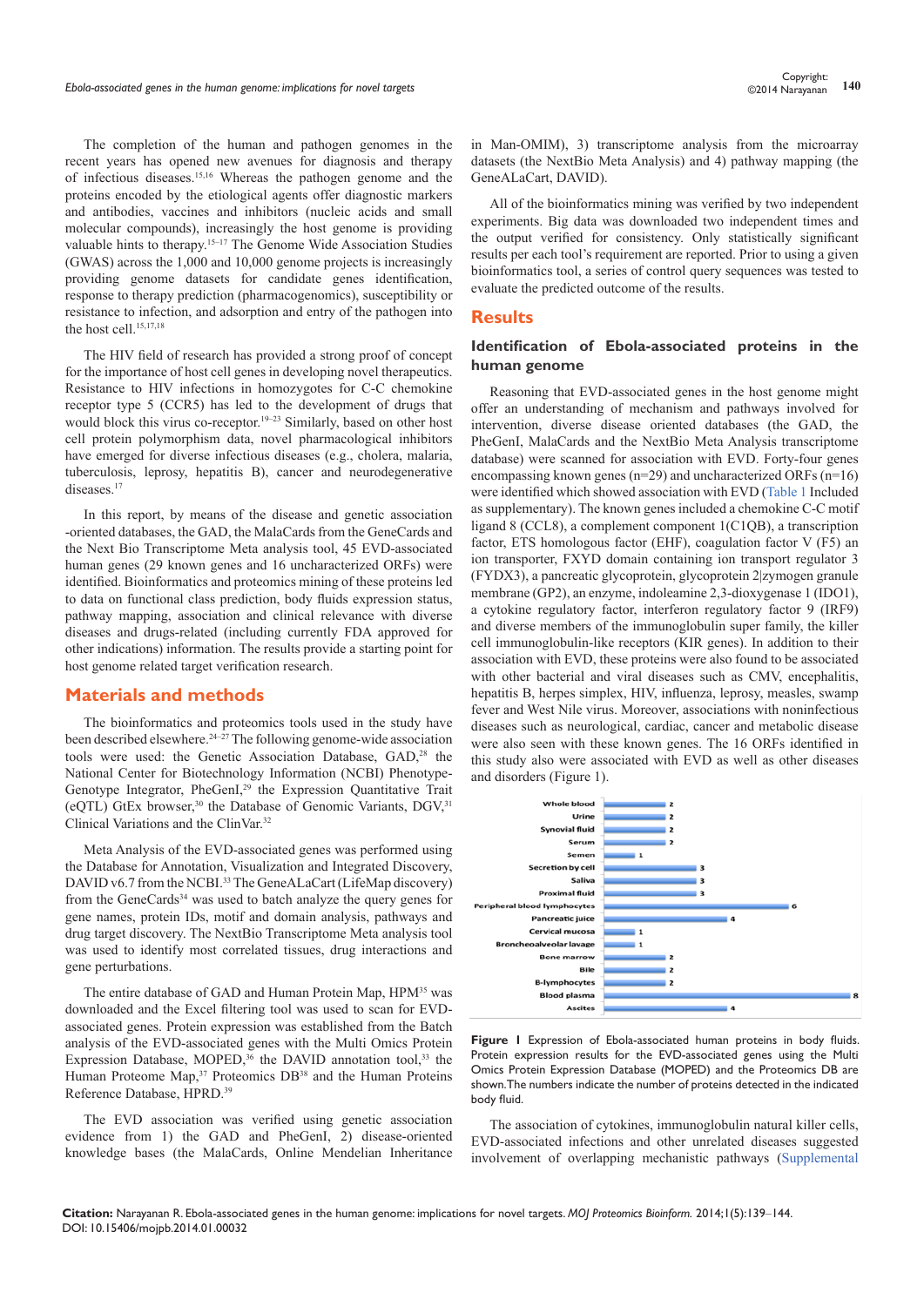The completion of the human and pathogen genomes in the recent years has opened new avenues for diagnosis and therapy of infectious diseases.[15,16] Whereas the pathogen genome and the proteins encoded by the etiological agents offer diagnostic markers and antibodies, vaccines and inhibitors (nucleic acids and small molecular compounds), increasingly the host genome is providing valuable hints to therapy.[15–17] The Genome Wide Association Studies (GWAS) across the 1,000 and 10,000 genome projects is increasingly providing genome datasets for candidate genes identification, response to therapy prediction (pharmacogenomics), susceptibility or resistance to infection, and adsorption and entry of the pathogen into the host cell.[15,17,18]

The HIV field of research has provided a strong proof of concept for the importance of host cell genes in developing novel therapeutics. Resistance to HIV infections in homozygotes for C-C chemokine receptor type 5 (CCR5) has led to the development of drugs that would block this virus co-receptor.[19–23] Similarly, based on other host cell protein polymorphism data, novel pharmacological inhibitors have emerged for diverse infectious diseases (e.g., cholera, malaria, tuberculosis, leprosy, hepatitis B), cancer and neurodegenerative diseases.[17]

In this report, by means of the disease and genetic association -oriented databases, the GAD, the MalaCards from the GeneCards and the Next Bio Transcriptome Meta analysis tool, 45 EVD-associated human genes (29 known genes and 16 uncharacterized ORFs) were identified. Bioinformatics and proteomics mining of these proteins led to data on functional class prediction, body fluids expression status, pathway mapping, association and clinical relevance with diverse diseases and drugs-related (including currently FDA approved for other indications) information. The results provide a starting point for host genome related target verification research.

## Materials and methods

The bioinformatics and proteomics tools used in the study have been described elsewhere.[24–27] The following genome-wide association tools were used: the Genetic Association Database, GAD,[28] the National Center for Biotechnology Information (NCBI) Phenotype-Genotype Integrator, PheGenI,[29] the Expression Quantitative Trait (eQTL) GtEx browser,[30] the Database of Genomic Variants, DGV,[31] Clinical Variations and the ClinVar.[32]

Meta Analysis of the EVD-associated genes was performed using the Database for Annotation, Visualization and Integrated Discovery, DAVID v6.7 from the NCBI.[33] The GeneALaCart (LifeMap discovery) from the GeneCards[34] was used to batch analyze the query genes for gene names, protein IDs, motif and domain analysis, pathways and drug target discovery. The NextBio Transcriptome Meta analysis tool was used to identify most correlated tissues, drug interactions and gene perturbations.

The entire database of GAD and Human Protein Map, HPM[35] was downloaded and the Excel filtering tool was used to scan for EVD-associated genes. Protein expression was established from the Batch analysis of the EVD-associated genes with the Multi Omics Protein Expression Database, MOPED,[36] the DAVID annotation tool,[33] the Human Proteome Map,[37] Proteomics DB[38] and the Human Proteins Reference Database, HPRD.[39]

The EVD association was verified using genetic association evidence from 1) the GAD and PheGenI, 2) disease-oriented knowledge bases (the MalaCards, Online Mendelian Inheritance in Man-OMIM), 3) transcriptome analysis from the microarray datasets (the NextBio Meta Analysis) and 4) pathway mapping (the GeneALaCart, DAVID).

All of the bioinformatics mining was verified by two independent experiments. Big data was downloaded two independent times and the output verified for consistency. Only statistically significant results per each tool's requirement are reported. Prior to using a given bioinformatics tool, a series of control query sequences was tested to evaluate the predicted outcome of the results.

## Results

### Identification of Ebola-associated proteins in the human genome

Reasoning that EVD-associated genes in the host genome might offer an understanding of mechanism and pathways involved for intervention, diverse disease oriented databases (the GAD, the PheGenI, MalaCards and the NextBio Meta Analysis transcriptome database) were scanned for association with EVD. Forty-four genes encompassing known genes (n=29) and uncharacterized ORFs (n=16) were identified which showed association with EVD (Table 1 Included as supplementary). The known genes included a chemokine C-C motif ligand 8 (CCL8), a complement component 1(C1QB), a transcription factor, ETS homologous factor (EHF), coagulation factor V (F5) an ion transporter, FXYD domain containing ion transport regulator 3 (FYDX3), a pancreatic glycoprotein, glycoprotein 2|zymogen granule membrane (GP2), an enzyme, indoleamine 2,3-dioxygenase 1 (IDO1), a cytokine regulatory factor, interferon regulatory factor 9 (IRF9) and diverse members of the immunoglobulin super family, the killer cell immunoglobulin-like receptors (KIR genes). In addition to their association with EVD, these proteins were also found to be associated with other bacterial and viral diseases such as CMV, encephalitis, hepatitis B, herpes simplex, HIV, influenza, leprosy, measles, swamp fever and West Nile virus. Moreover, associations with noninfectious diseases such as neurological, cardiac, cancer and metabolic disease were also seen with these known genes. The 16 ORFs identified in this study also were associated with EVD as well as other diseases and disorders (Figure 1).

**Figure 1** Expression of Ebola-associated human proteins in body fluids. Protein expression results for the EVD-associated genes using the Multi Omics Protein Expression Database (MOPED) and the Proteomics DB are shown. The numbers indicate the number of proteins detected in the indicated body fluid.

The association of cytokines, immunoglobulin natural killer cells, EVD-associated infections and other unrelated diseases suggested involvement of overlapping mechanistic pathways (Supplemental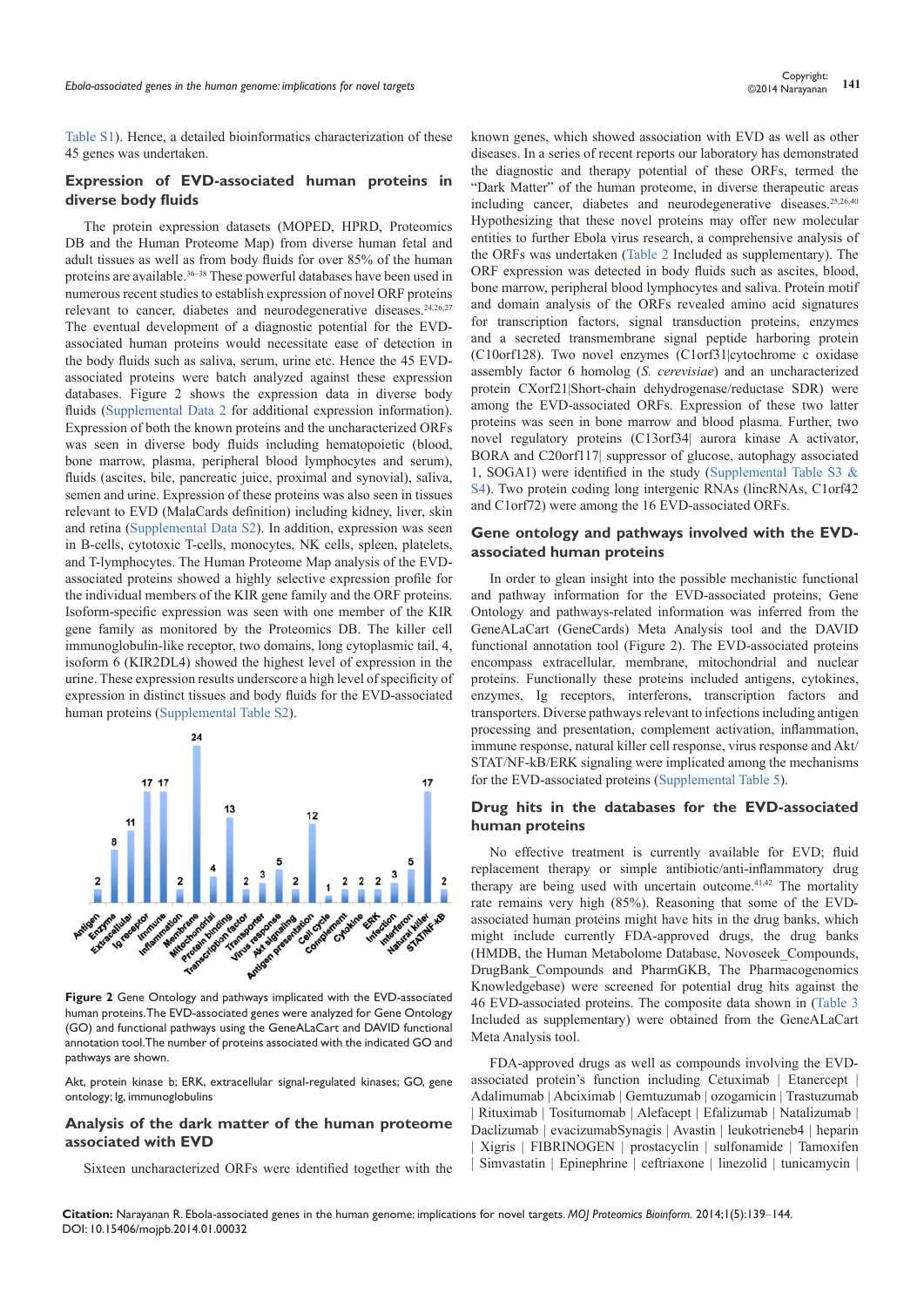Table S1). Hence, a detailed bioinformatics characterization of these 45 genes was undertaken.

## Expression of EVD-associated human proteins in diverse body fluids

The protein expression datasets (MOPED, HPRD, Proteomics DB and the Human Proteome Map) from diverse human fetal and adult tissues as well as from body fluids for over 85% of the human proteins are available.[36–38] These powerful databases have been used in numerous recent studies to establish expression of novel ORF proteins relevant to cancer, diabetes and neurodegenerative diseases.[24,26,27] The eventual development of a diagnostic potential for the EVD-associated human proteins would necessitate ease of detection in the body fluids such as saliva, serum, urine etc. Hence the 45 EVD-associated proteins were batch analyzed against these expression databases. Figure 2 shows the expression data in diverse body fluids (Supplemental Data 2 for additional expression information). Expression of both the known proteins and the uncharacterized ORFs was seen in diverse body fluids including hematopoietic (blood, bone marrow, plasma, peripheral blood lymphocytes and serum), fluids (ascites, bile, pancreatic juice, proximal and synovial), saliva, semen and urine. Expression of these proteins was also seen in tissues relevant to EVD (MalaCards definition) including kidney, liver, skin and retina (Supplemental Data S2). In addition, expression was seen in B-cells, cytotoxic T-cells, monocytes, NK cells, spleen, platelets, and T-lymphocytes. The Human Proteome Map analysis of the EVD-associated proteins showed a highly selective expression profile for the individual members of the KIR gene family and the ORF proteins. Isoform-specific expression was seen with one member of the KIR gene family as monitored by the Proteomics DB. The killer cell immunoglobulin-like receptor, two domains, long cytoplasmic tail, 4, isoform 6 (KIR2DL4) showed the highest level of expression in the urine. These expression results underscore a high level of specificity of expression in distinct tissues and body fluids for the EVD-associated human proteins (Supplemental Table S2).

| Antigen | Enzyme | Extracellular | Ig receptor | Immune | Inflammation | Membrane | Mitochondrial | Protein binding | Transcription factor | Transporter | Virus response | Akt signaling | Antigen presentation | Cell cycle | Complement | Cytokine | ERK | Infection | Interferon | Natural killer | STAT/NF-kB |
|---|---|---|---|---|---|---|---|---|---|---|---|---|---|---|---|---|---|---|---|---|---|
| 2 | 8 | 11 | 17 | 17 | 2 | 24 | 4 | 13 | 2 | 3 | 5 | 2 | 12 | 1 | 2 | 2 | 2 | 3 | 5 | 17 | 2 |

**Figure 2** Gene Ontology and pathways implicated with the EVD-associated human proteins. The EVD-associated genes were analyzed for Gene Ontology (GO) and functional pathways using the GeneALaCart and DAVID functional annotation tool. The number of proteins associated with the indicated GO and pathways are shown.

Akt, protein kinase b; ERK, extracellular signal-regulated kinases; GO, gene ontology; Ig, immunoglobulins

## Analysis of the dark matter of the human proteome associated with EVD

Sixteen uncharacterized ORFs were identified together with the known genes, which showed association with EVD as well as other diseases. In a series of recent reports our laboratory has demonstrated the diagnostic and therapy potential of these ORFs, termed the "Dark Matter" of the human proteome, in diverse therapeutic areas including cancer, diabetes and neurodegenerative diseases.[25,26,40] Hypothesizing that these novel proteins may offer new molecular entities to further Ebola virus research, a comprehensive analysis of the ORFs was undertaken (Table 2 Included as supplementary). The ORF expression was detected in body fluids such as ascites, blood, bone marrow, peripheral blood lymphocytes and saliva. Protein motif and domain analysis of the ORFs revealed amino acid signatures for transcription factors, signal transduction proteins, enzymes and a secreted transmembrane signal peptide harboring protein (C10orf128). Two novel enzymes (C1orf31|cytochrome c oxidase assembly factor 6 homolog (*S. cerevisiae*) and an uncharacterized protein CXorf21|Short-chain dehydrogenase/reductase SDR) were among the EVD-associated ORFs. Expression of these two latter proteins was seen in bone marrow and blood plasma. Further, two novel regulatory proteins (C13orf34| aurora kinase A activator, BORA and C20orf117| suppressor of glucose, autophagy associated 1, SOGA1) were identified in the study (Supplemental Table S3 & S4). Two protein coding long intergenic RNAs (lincRNAs, C1orf42 and C1orf72) were among the 16 EVD-associated ORFs.

## Gene ontology and pathways involved with the EVD-associated human proteins

In order to glean insight into the possible mechanistic functional and pathway information for the EVD-associated proteins, Gene Ontology and pathways-related information was inferred from the GeneALaCart (GeneCards) Meta Analysis tool and the DAVID functional annotation tool (Figure 2). The EVD-associated proteins encompass extracellular, membrane, mitochondrial and nuclear proteins. Functionally these proteins included antigens, cytokines, enzymes, Ig receptors, interferons, transcription factors and transporters. Diverse pathways relevant to infections including antigen processing and presentation, complement activation, inflammation, immune response, natural killer cell response, virus response and Akt/STAT/NF-kB/ERK signaling were implicated among the mechanisms for the EVD-associated proteins (Supplemental Table 5).

## Drug hits in the databases for the EVD-associated human proteins

No effective treatment is currently available for EVD; fluid replacement therapy or simple antibiotic/anti-inflammatory drug therapy are being used with uncertain outcome.[41,42] The mortality rate remains very high (85%). Reasoning that some of the EVD-associated human proteins might have hits in the drug banks, which might include currently FDA-approved drugs, the drug banks (HMDB, the Human Metabolome Database, Novoseek_Compounds, DrugBank_Compounds and PharmGKB, The Pharmacogenomics Knowledgebase) were screened for potential drug hits against the 46 EVD-associated proteins. The composite data shown in (Table 3 Included as supplementary) were obtained from the GeneALaCart Meta Analysis tool.

FDA-approved drugs as well as compounds involving the EVD-associated protein's function including Cetuximab | Etanercept | Adalimumab | Abciximab | Gemtuzumab | ozogamicin | Trastuzumab | Rituximab | Tositumomab | Alefacept | Efalizumab | Natalizumab | Daclizumab | evacizumabSynagis | Avastin | leukotrieneb4 | heparin | Xigris | FIBRINOGEN | prostacyclin | sulfonamide | Tamoxifen | Simvastatin | Epinephrine | ceftriaxone | linezolid | tunicamycin |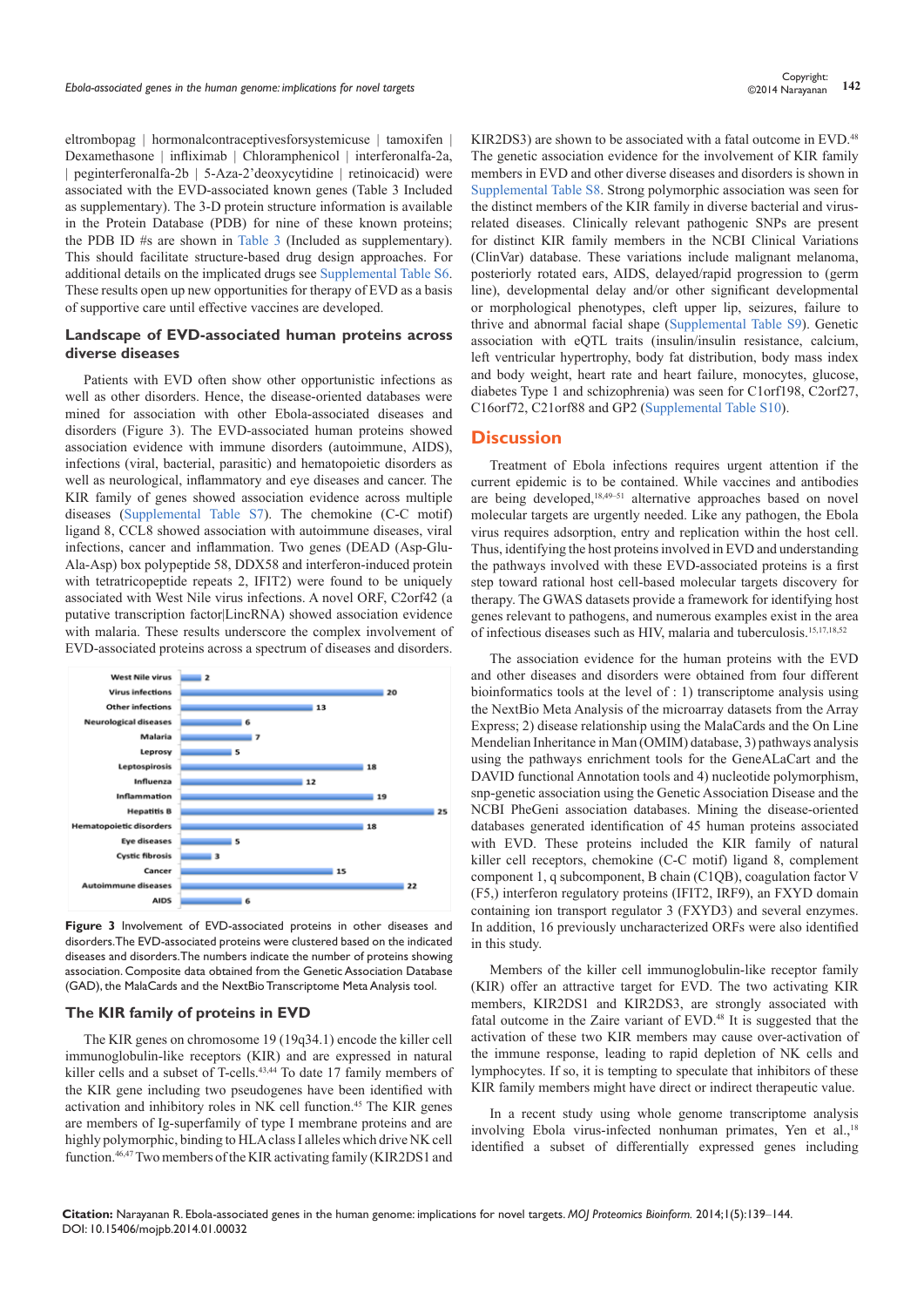eltrombopag | hormonalcontraceptivesforsystemicuse | tamoxifen | Dexamethasone | infliximab | Chloramphenicol | interferonalfa-2a, | peginterferonalfa-2b | 5-Aza-2'deoxycytidine | retinoicacid) were associated with the EVD-associated known genes (Table 3 Included as supplementary). The 3-D protein structure information is available in the Protein Database (PDB) for nine of these known proteins; the PDB ID #s are shown in Table 3 (Included as supplementary). This should facilitate structure-based drug design approaches. For additional details on the implicated drugs see Supplemental Table S6. These results open up new opportunities for therapy of EVD as a basis of supportive care until effective vaccines are developed.

## Landscape of EVD-associated human proteins across diverse diseases

Patients with EVD often show other opportunistic infections as well as other disorders. Hence, the disease-oriented databases were mined for association with other Ebola-associated diseases and disorders (Figure 3). The EVD-associated human proteins showed association evidence with immune disorders (autoimmune, AIDS), infections (viral, bacterial, parasitic) and hematopoietic disorders as well as neurological, inflammatory and eye diseases and cancer. The KIR family of genes showed association evidence across multiple diseases (Supplemental Table S7). The chemokine (C-C motif) ligand 8, CCL8 showed association with autoimmune diseases, viral infections, cancer and inflammation. Two genes (DEAD (Asp-Glu-Ala-Asp) box polypeptide 58, DDX58 and interferon-induced protein with tetratricopeptide repeats 2, IFIT2) were found to be uniquely associated with West Nile virus infections. A novel ORF, C2orf42 (a putative transcription factor|LincRNA) showed association evidence with malaria. These results underscore the complex involvement of EVD-associated proteins across a spectrum of diseases and disorders.

| Disease/disorder | Number of proteins |
|---|---|
| West Nile virus | 2 |
| Virus infections | 20 |
| Other infections | 13 |
| Neurological diseases | 6 |
| Malaria | 7 |
| Leprosy | 5 |
| Leptospirosis | 18 |
| Influenza | 12 |
| Inflammation | 19 |
| Hepatitis B | 25 |
| Hematopoietic disorders | 18 |
| Eye diseases | 5 |
| Cystic fibrosis | 3 |
| Cancer | 15 |
| Autoimmune diseases | 22 |
| AIDS | 6 |

**Figure 3** Involvement of EVD-associated proteins in other diseases and disorders. The EVD-associated proteins were clustered based on the indicated diseases and disorders. The numbers indicate the number of proteins showing association. Composite data obtained from the Genetic Association Database (GAD), the MalaCards and the NextBio Transcriptome Meta Analysis tool.

## The KIR family of proteins in EVD

The KIR genes on chromosome 19 (19q34.1) encode the killer cell immunoglobulin-like receptors (KIR) and are expressed in natural killer cells and a subset of T-cells.[43,44] To date 17 family members of the KIR gene including two pseudogenes have been identified with activation and inhibitory roles in NK cell function.[45] The KIR genes are members of Ig-superfamily of type I membrane proteins and are highly polymorphic, binding to HLA class I alleles which drive NK cell function.[46,47] Two members of the KIR activating family (KIR2DS1 and KIR2DS3) are shown to be associated with a fatal outcome in EVD.[48] The genetic association evidence for the involvement of KIR family members in EVD and other diverse diseases and disorders is shown in Supplemental Table S8. Strong polymorphic association was seen for the distinct members of the KIR family in diverse bacterial and virus-related diseases. Clinically relevant pathogenic SNPs are present for distinct KIR family members in the NCBI Clinical Variations (ClinVar) database. These variations include malignant melanoma, posteriorly rotated ears, AIDS, delayed/rapid progression to (germ line), developmental delay and/or other significant developmental or morphological phenotypes, cleft upper lip, seizures, failure to thrive and abnormal facial shape (Supplemental Table S9). Genetic association with eQTL traits (insulin/insulin resistance, calcium, left ventricular hypertrophy, body fat distribution, body mass index and body weight, heart rate and heart failure, monocytes, glucose, diabetes Type 1 and schizophrenia) was seen for C1orf198, C2orf27, C16orf72, C21orf88 and GP2 (Supplemental Table S10).

# Discussion

Treatment of Ebola infections requires urgent attention if the current epidemic is to be contained. While vaccines and antibodies are being developed,[18,49–51] alternative approaches based on novel molecular targets are urgently needed. Like any pathogen, the Ebola virus requires adsorption, entry and replication within the host cell. Thus, identifying the host proteins involved in EVD and understanding the pathways involved with these EVD-associated proteins is a first step toward rational host cell-based molecular targets discovery for therapy. The GWAS datasets provide a framework for identifying host genes relevant to pathogens, and numerous examples exist in the area of infectious diseases such as HIV, malaria and tuberculosis.[15,17,18,52]

The association evidence for the human proteins with the EVD and other diseases and disorders were obtained from four different bioinformatics tools at the level of : 1) transcriptome analysis using the NextBio Meta Analysis of the microarray datasets from the Array Express; 2) disease relationship using the MalaCards and the On Line Mendelian Inheritance in Man (OMIM) database, 3) pathways analysis using the pathways enrichment tools for the GeneALaCart and the DAVID functional Annotation tools and 4) nucleotide polymorphism, snp-genetic association using the Genetic Association Disease and the NCBI PheGeni association databases. Mining the disease-oriented databases generated identification of 45 human proteins associated with EVD. These proteins included the KIR family of natural killer cell receptors, chemokine (C-C motif) ligand 8, complement component 1, q subcomponent, B chain (C1QB), coagulation factor V (F5,) interferon regulatory proteins (IFIT2, IRF9), an FXYD domain containing ion transport regulator 3 (FXYD3) and several enzymes. In addition, 16 previously uncharacterized ORFs were also identified in this study.

Members of the killer cell immunoglobulin-like receptor family (KIR) offer an attractive target for EVD. The two activating KIR members, KIR2DS1 and KIR2DS3, are strongly associated with fatal outcome in the Zaire variant of EVD.[48] It is suggested that the activation of these two KIR members may cause over-activation of the immune response, leading to rapid depletion of NK cells and lymphocytes. If so, it is tempting to speculate that inhibitors of these KIR family members might have direct or indirect therapeutic value.

In a recent study using whole genome transcriptome analysis involving Ebola virus-infected nonhuman primates, Yen et al.,[18] identified a subset of differentially expressed genes including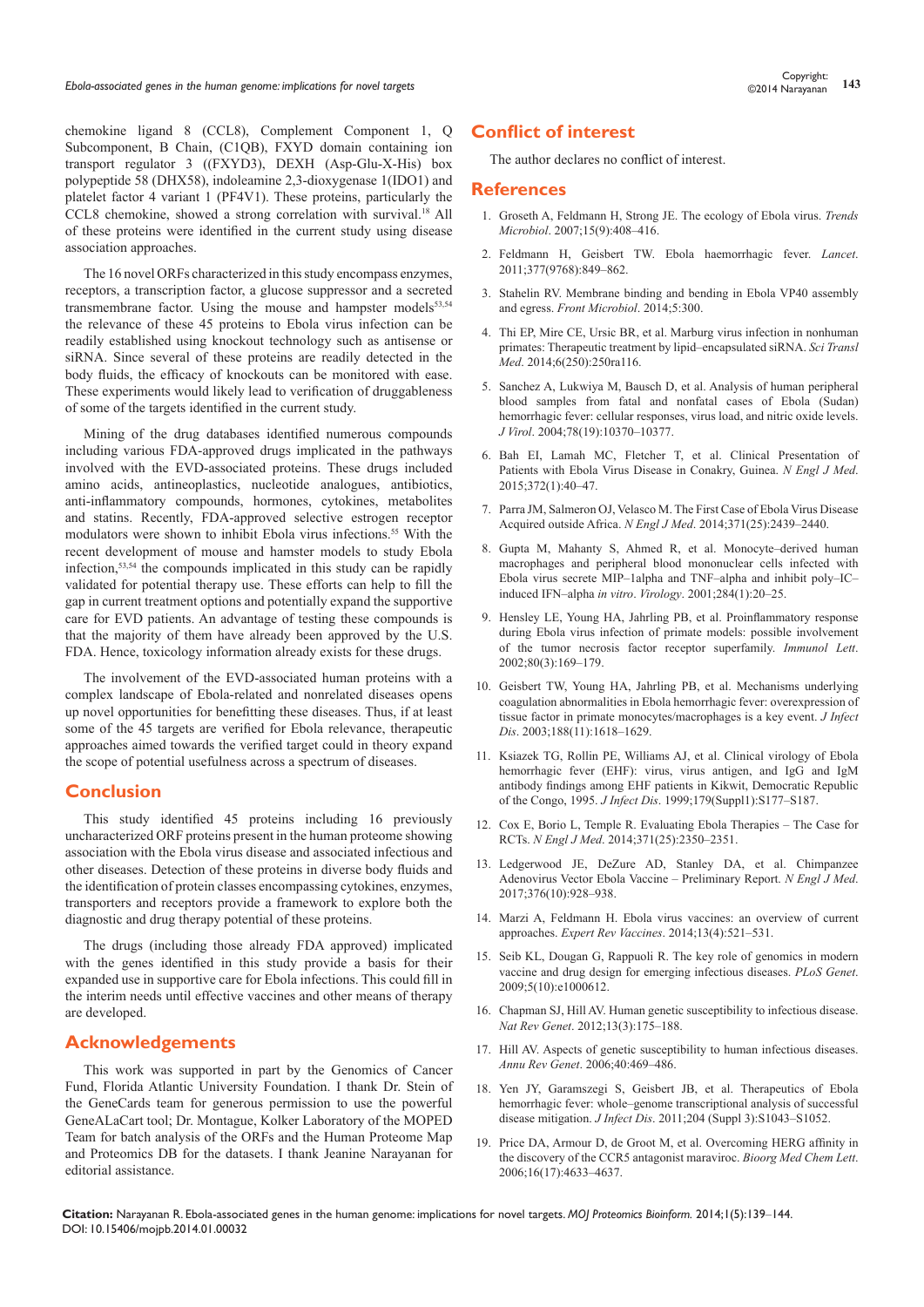chemokine ligand 8 (CCL8), Complement Component 1, Q Subcomponent, B Chain, (C1QB), FXYD domain containing ion transport regulator 3 ((FXYD3), DEXH (Asp-Glu-X-His) box polypeptide 58 (DHX58), indoleamine 2,3-dioxygenase 1(IDO1) and platelet factor 4 variant 1 (PF4V1). These proteins, particularly the CCL8 chemokine, showed a strong correlation with survival.[18] All of these proteins were identified in the current study using disease association approaches.

The 16 novel ORFs characterized in this study encompass enzymes, receptors, a transcription factor, a glucose suppressor and a secreted transmembrane factor. Using the mouse and hampster models[53,54] the relevance of these 45 proteins to Ebola virus infection can be readily established using knockout technology such as antisense or siRNA. Since several of these proteins are readily detected in the body fluids, the efficacy of knockouts can be monitored with ease. These experiments would likely lead to verification of druggableness of some of the targets identified in the current study.

Mining of the drug databases identified numerous compounds including various FDA-approved drugs implicated in the pathways involved with the EVD-associated proteins. These drugs included amino acids, antineoplastics, nucleotide analogues, antibiotics, anti-inflammatory compounds, hormones, cytokines, metabolites and statins. Recently, FDA-approved selective estrogen receptor modulators were shown to inhibit Ebola virus infections.[55] With the recent development of mouse and hamster models to study Ebola infection,[53,54] the compounds implicated in this study can be rapidly validated for potential therapy use. These efforts can help to fill the gap in current treatment options and potentially expand the supportive care for EVD patients. An advantage of testing these compounds is that the majority of them have already been approved by the U.S. FDA. Hence, toxicology information already exists for these drugs.

The involvement of the EVD-associated human proteins with a complex landscape of Ebola-related and nonrelated diseases opens up novel opportunities for benefitting these diseases. Thus, if at least some of the 45 targets are verified for Ebola relevance, therapeutic approaches aimed towards the verified target could in theory expand the scope of potential usefulness across a spectrum of diseases.

## Conclusion

This study identified 45 proteins including 16 previously uncharacterized ORF proteins present in the human proteome showing association with the Ebola virus disease and associated infectious and other diseases. Detection of these proteins in diverse body fluids and the identification of protein classes encompassing cytokines, enzymes, transporters and receptors provide a framework to explore both the diagnostic and drug therapy potential of these proteins.

The drugs (including those already FDA approved) implicated with the genes identified in this study provide a basis for their expanded use in supportive care for Ebola infections. This could fill in the interim needs until effective vaccines and other means of therapy are developed.

## Acknowledgements

This work was supported in part by the Genomics of Cancer Fund, Florida Atlantic University Foundation. I thank Dr. Stein of the GeneCards team for generous permission to use the powerful GeneALaCart tool; Dr. Montague, Kolker Laboratory of the MOPED Team for batch analysis of the ORFs and the Human Proteome Map and Proteomics DB for the datasets. I thank Jeanine Narayanan for editorial assistance.

## Conflict of interest

The author declares no conflict of interest.

## References

1. Groseth A, Feldmann H, Strong JE. The ecology of Ebola virus. *Trends Microbiol*. 2007;15(9):408–416.
2. Feldmann H, Geisbert TW. Ebola haemorrhagic fever. *Lancet*. 2011;377(9768):849–862.
3. Stahelin RV. Membrane binding and bending in Ebola VP40 assembly and egress. *Front Microbiol*. 2014;5:300.
4. Thi EP, Mire CE, Ursic BR, et al. Marburg virus infection in nonhuman primates: Therapeutic treatment by lipid–encapsulated siRNA. *Sci Transl Med*. 2014;6(250):250ra116.
5. Sanchez A, Lukwiya M, Bausch D, et al. Analysis of human peripheral blood samples from fatal and nonfatal cases of Ebola (Sudan) hemorrhagic fever: cellular responses, virus load, and nitric oxide levels. *J Virol*. 2004;78(19):10370–10377.
6. Bah EI, Lamah MC, Fletcher T, et al. Clinical Presentation of Patients with Ebola Virus Disease in Conakry, Guinea. *N Engl J Med*. 2015;372(1):40–47.
7. Parra JM, Salmeron OJ, Velasco M. The First Case of Ebola Virus Disease Acquired outside Africa. *N Engl J Med*. 2014;371(25):2439–2440.
8. Gupta M, Mahanty S, Ahmed R, et al. Monocyte–derived human macrophages and peripheral blood mononuclear cells infected with Ebola virus secrete MIP–1alpha and TNF–alpha and inhibit poly–IC–induced IFN–alpha *in vitro*. *Virology*. 2001;284(1):20–25.
9. Hensley LE, Young HA, Jahrling PB, et al. Proinflammatory response during Ebola virus infection of primate models: possible involvement of the tumor necrosis factor receptor superfamily. *Immunol Lett*. 2002;80(3):169–179.
10. Geisbert TW, Young HA, Jahrling PB, et al. Mechanisms underlying coagulation abnormalities in Ebola hemorrhagic fever: overexpression of tissue factor in primate monocytes/macrophages is a key event. *J Infect Dis*. 2003;188(11):1618–1629.
11. Ksiazek TG, Rollin PE, Williams AJ, et al. Clinical virology of Ebola hemorrhagic fever (EHF): virus, virus antigen, and IgG and IgM antibody findings among EHF patients in Kikwit, Democratic Republic of the Congo, 1995. *J Infect Dis*. 1999;179(Suppl1):S177–S187.
12. Cox E, Borio L, Temple R. Evaluating Ebola Therapies – The Case for RCTs. *N Engl J Med*. 2014;371(25):2350–2351.
13. Ledgerwood JE, DeZure AD, Stanley DA, et al. Chimpanzee Adenovirus Vector Ebola Vaccine – Preliminary Report. *N Engl J Med*. 2017;376(10):928–938.
14. Marzi A, Feldmann H. Ebola virus vaccines: an overview of current approaches. *Expert Rev Vaccines*. 2014;13(4):521–531.
15. Seib KL, Dougan G, Rappuoli R. The key role of genomics in modern vaccine and drug design for emerging infectious diseases. *PLoS Genet*. 2009;5(10):e1000612.
16. Chapman SJ, Hill AV. Human genetic susceptibility to infectious disease. *Nat Rev Genet*. 2012;13(3):175–188.
17. Hill AV. Aspects of genetic susceptibility to human infectious diseases. *Annu Rev Genet*. 2006;40:469–486.
18. Yen JY, Garamszegi S, Geisbert JB, et al. Therapeutics of Ebola hemorrhagic fever: whole–genome transcriptional analysis of successful disease mitigation. *J Infect Dis*. 2011;204 (Suppl 3):S1043–S1052.
19. Price DA, Armour D, de Groot M, et al. Overcoming HERG affinity in the discovery of the CCR5 antagonist maraviroc. *Bioorg Med Chem Lett*. 2006;16(17):4633–4637.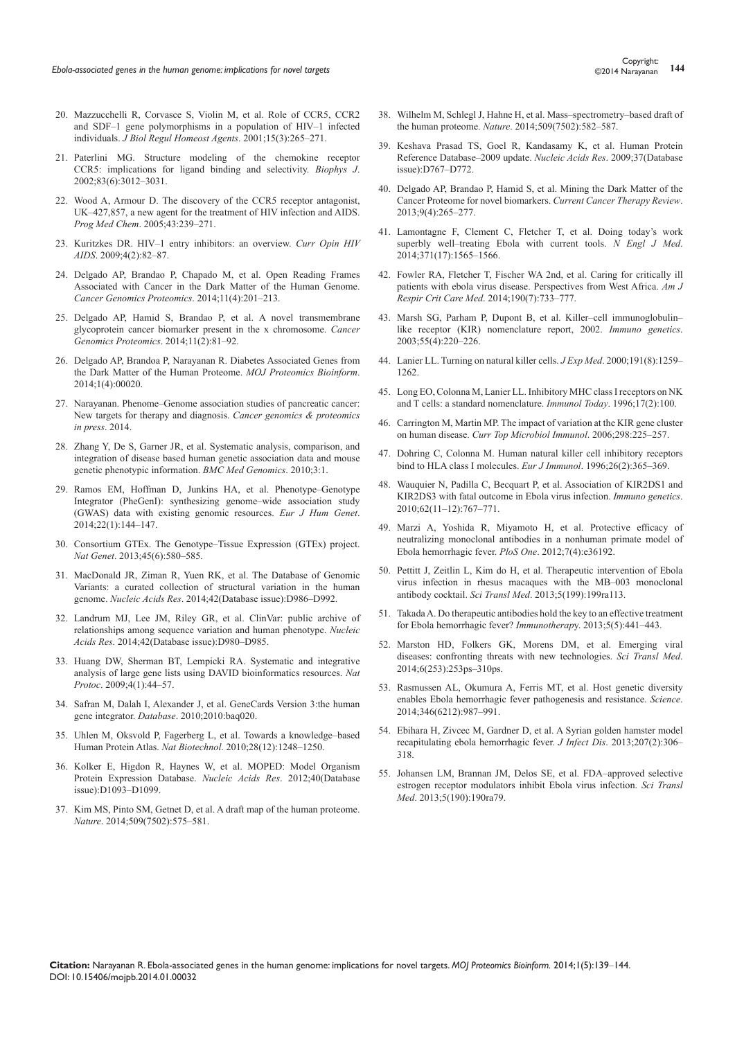20. Mazzucchelli R, Corvasce S, Violin M, et al. Role of CCR5, CCR2 and SDF–1 gene polymorphisms in a population of HIV–1 infected individuals. *J Biol Regul Homeost Agents*. 2001;15(3):265–271.

21. Paterlini MG. Structure modeling of the chemokine receptor CCR5: implications for ligand binding and selectivity. *Biophys J*. 2002;83(6):3012–3031.

22. Wood A, Armour D. The discovery of the CCR5 receptor antagonist, UK–427,857, a new agent for the treatment of HIV infection and AIDS. *Prog Med Chem*. 2005;43:239–271.

23. Kuritzkes DR. HIV–1 entry inhibitors: an overview. *Curr Opin HIV AIDS*. 2009;4(2):82–87.

24. Delgado AP, Brandao P, Chapado M, et al. Open Reading Frames Associated with Cancer in the Dark Matter of the Human Genome. *Cancer Genomics Proteomics*. 2014;11(4):201–213.

25. Delgado AP, Hamid S, Brandao P, et al. A novel transmembrane glycoprotein cancer biomarker present in the x chromosome. *Cancer Genomics Proteomics*. 2014;11(2):81–92.

26. Delgado AP, Brandoa P, Narayanan R. Diabetes Associated Genes from the Dark Matter of the Human Proteome. *MOJ Proteomics Bioinform*. 2014;1(4):00020.

27. Narayanan. Phenome–Genome association studies of pancreatic cancer: New targets for therapy and diagnosis. *Cancer genomics & proteomics in press*. 2014.

28. Zhang Y, De S, Garner JR, et al. Systematic analysis, comparison, and integration of disease based human genetic association data and mouse genetic phenotypic information. *BMC Med Genomics*. 2010;3:1.

29. Ramos EM, Hoffman D, Junkins HA, et al. Phenotype–Genotype Integrator (PheGenI): synthesizing genome–wide association study (GWAS) data with existing genomic resources. *Eur J Hum Genet*. 2014;22(1):144–147.

30. Consortium GTEx. The Genotype–Tissue Expression (GTEx) project. *Nat Genet*. 2013;45(6):580–585.

31. MacDonald JR, Ziman R, Yuen RK, et al. The Database of Genomic Variants: a curated collection of structural variation in the human genome. *Nucleic Acids Res*. 2014;42(Database issue):D986–D992.

32. Landrum MJ, Lee JM, Riley GR, et al. ClinVar: public archive of relationships among sequence variation and human phenotype. *Nucleic Acids Res*. 2014;42(Database issue):D980–D985.

33. Huang DW, Sherman BT, Lempicki RA. Systematic and integrative analysis of large gene lists using DAVID bioinformatics resources. *Nat Protoc*. 2009;4(1):44–57.

34. Safran M, Dalah I, Alexander J, et al. GeneCards Version 3:the human gene integrator. *Database*. 2010;2010:baq020.

35. Uhlen M, Oksvold P, Fagerberg L, et al. Towards a knowledge–based Human Protein Atlas. *Nat Biotechnol*. 2010;28(12):1248–1250.

36. Kolker E, Higdon R, Haynes W, et al. MOPED: Model Organism Protein Expression Database. *Nucleic Acids Res*. 2012;40(Database issue):D1093–D1099.

37. Kim MS, Pinto SM, Getnet D, et al. A draft map of the human proteome. *Nature*. 2014;509(7502):575–581.

38. Wilhelm M, Schlegl J, Hahne H, et al. Mass–spectrometry–based draft of the human proteome. *Nature*. 2014;509(7502):582–587.

39. Keshava Prasad TS, Goel R, Kandasamy K, et al. Human Protein Reference Database–2009 update. *Nucleic Acids Res*. 2009;37(Database issue):D767–D772.

40. Delgado AP, Brandao P, Hamid S, et al. Mining the Dark Matter of the Cancer Proteome for novel biomarkers. *Current Cancer Therapy Review*. 2013;9(4):265–277.

41. Lamontagne F, Clement C, Fletcher T, et al. Doing today's work superbly well–treating Ebola with current tools. *N Engl J Med*. 2014;371(17):1565–1566.

42. Fowler RA, Fletcher T, Fischer WA 2nd, et al. Caring for critically ill patients with ebola virus disease. Perspectives from West Africa. *Am J Respir Crit Care Med*. 2014;190(7):733–777.

43. Marsh SG, Parham P, Dupont B, et al. Killer–cell immunoglobulin–like receptor (KIR) nomenclature report, 2002. *Immuno genetics*. 2003;55(4):220–226.

44. Lanier LL. Turning on natural killer cells. *J Exp Med*. 2000;191(8):1259–1262.

45. Long EO, Colonna M, Lanier LL. Inhibitory MHC class I receptors on NK and T cells: a standard nomenclature. *Immunol Today*. 1996;17(2):100.

46. Carrington M, Martin MP. The impact of variation at the KIR gene cluster on human disease. *Curr Top Microbiol Immunol*. 2006;298:225–257.

47. Dohring C, Colonna M. Human natural killer cell inhibitory receptors bind to HLA class I molecules. *Eur J Immunol*. 1996;26(2):365–369.

48. Wauquier N, Padilla C, Becquart P, et al. Association of KIR2DS1 and KIR2DS3 with fatal outcome in Ebola virus infection. *Immuno genetics*. 2010;62(11–12):767–771.

49. Marzi A, Yoshida R, Miyamoto H, et al. Protective efficacy of neutralizing monoclonal antibodies in a nonhuman primate model of Ebola hemorrhagic fever. *PloS One*. 2012;7(4):e36192.

50. Pettitt J, Zeitlin L, Kim do H, et al. Therapeutic intervention of Ebola virus infection in rhesus macaques with the MB–003 monoclonal antibody cocktail. *Sci Transl Med*. 2013;5(199):199ra113.

51. Takada A. Do therapeutic antibodies hold the key to an effective treatment for Ebola hemorrhagic fever? *Immunotherapy*. 2013;5(5):441–443.

52. Marston HD, Folkers GK, Morens DM, et al. Emerging viral diseases: confronting threats with new technologies. *Sci Transl Med*. 2014;6(253):253ps–310ps.

53. Rasmussen AL, Okumura A, Ferris MT, et al. Host genetic diversity enables Ebola hemorrhagic fever pathogenesis and resistance. *Science*. 2014;346(6212):987–991.

54. Ebihara H, Zivcec M, Gardner D, et al. A Syrian golden hamster model recapitulating ebola hemorrhagic fever. *J Infect Dis*. 2013;207(2):306–318.

55. Johansen LM, Brannan JM, Delos SE, et al. FDA–approved selective estrogen receptor modulators inhibit Ebola virus infection. *Sci Transl Med*. 2013;5(190):190ra79.